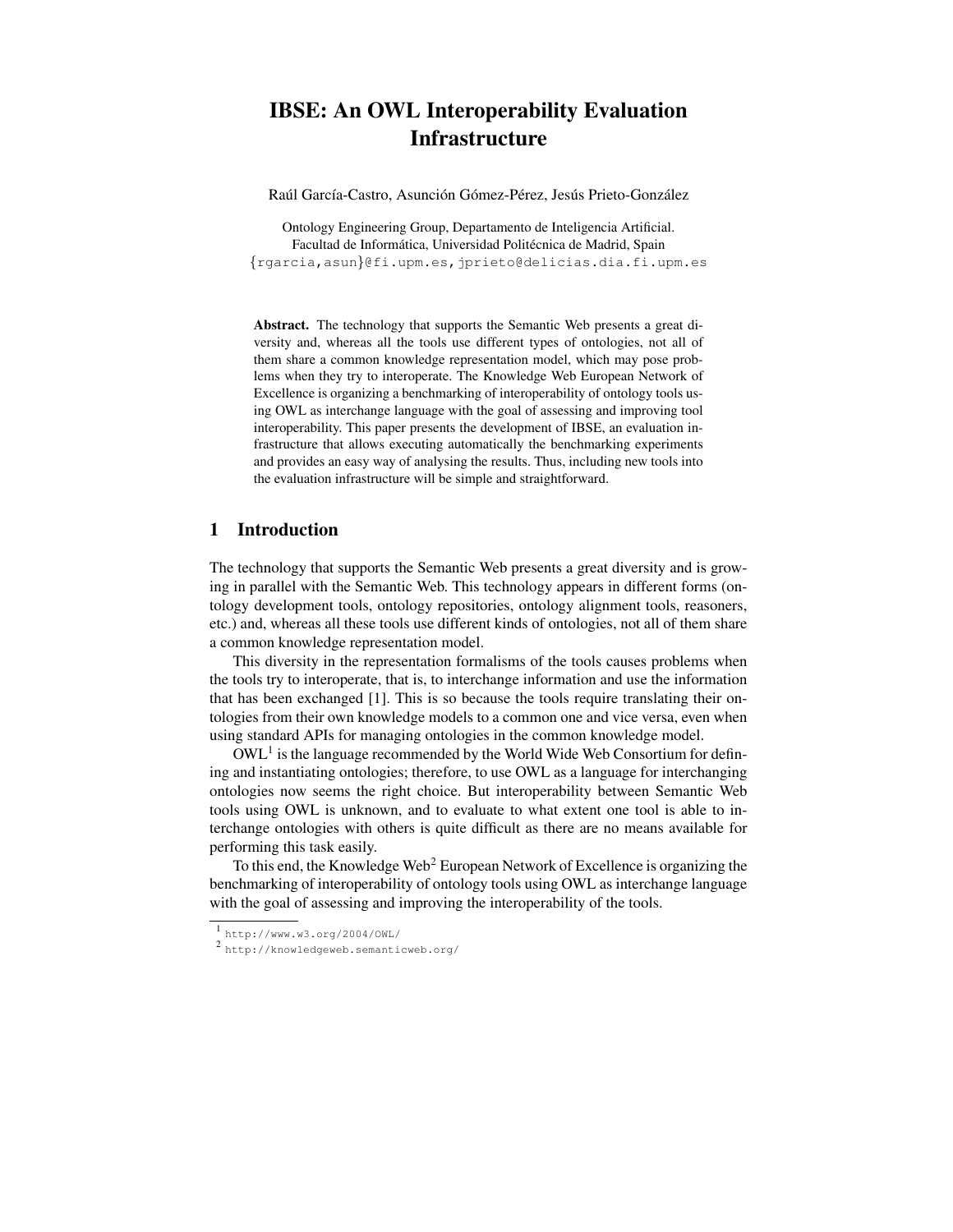# IBSE: An OWL Interoperability Evaluation Infrastructure

Raúl García-Castro, Asunción Gómez-Pérez, Jesús Prieto-González

Ontology Engineering Group, Departamento de Inteligencia Artificial.
Facultad de Informática, Universidad Politécnica de Madrid, Spain
{rgarcia,asun}@fi.upm.es, jprieto@delicias.dia.fi.upm.es

**Abstract.** The technology that supports the Semantic Web presents a great diversity and, whereas all the tools use different types of ontologies, not all of them share a common knowledge representation model, which may pose problems when they try to interoperate. The Knowledge Web European Network of Excellence is organizing a benchmarking of interoperability of ontology tools using OWL as interchange language with the goal of assessing and improving tool interoperability. This paper presents the development of IBSE, an evaluation infrastructure that allows executing automatically the benchmarking experiments and provides an easy way of analysing the results. Thus, including new tools into the evaluation infrastructure will be simple and straightforward.

## 1 Introduction

The technology that supports the Semantic Web presents a great diversity and is growing in parallel with the Semantic Web. This technology appears in different forms (ontology development tools, ontology repositories, ontology alignment tools, reasoners, etc.) and, whereas all these tools use different kinds of ontologies, not all of them share a common knowledge representation model.

This diversity in the representation formalisms of the tools causes problems when the tools try to interoperate, that is, to interchange information and use the information that has been exchanged [1]. This is so because the tools require translating their ontologies from their own knowledge models to a common one and vice versa, even when using standard APIs for managing ontologies in the common knowledge model.

OWL[1] is the language recommended by the World Wide Web Consortium for defining and instantiating ontologies; therefore, to use OWL as a language for interchanging ontologies now seems the right choice. But interoperability between Semantic Web tools using OWL is unknown, and to evaluate to what extent one tool is able to interchange ontologies with others is quite difficult as there are no means available for performing this task easily.

To this end, the Knowledge Web[2] European Network of Excellence is organizing the benchmarking of interoperability of ontology tools using OWL as interchange language with the goal of assessing and improving the interoperability of the tools.

[1] http://www.w3.org/2004/OWL/

[2] http://knowledgeweb.semanticweb.org/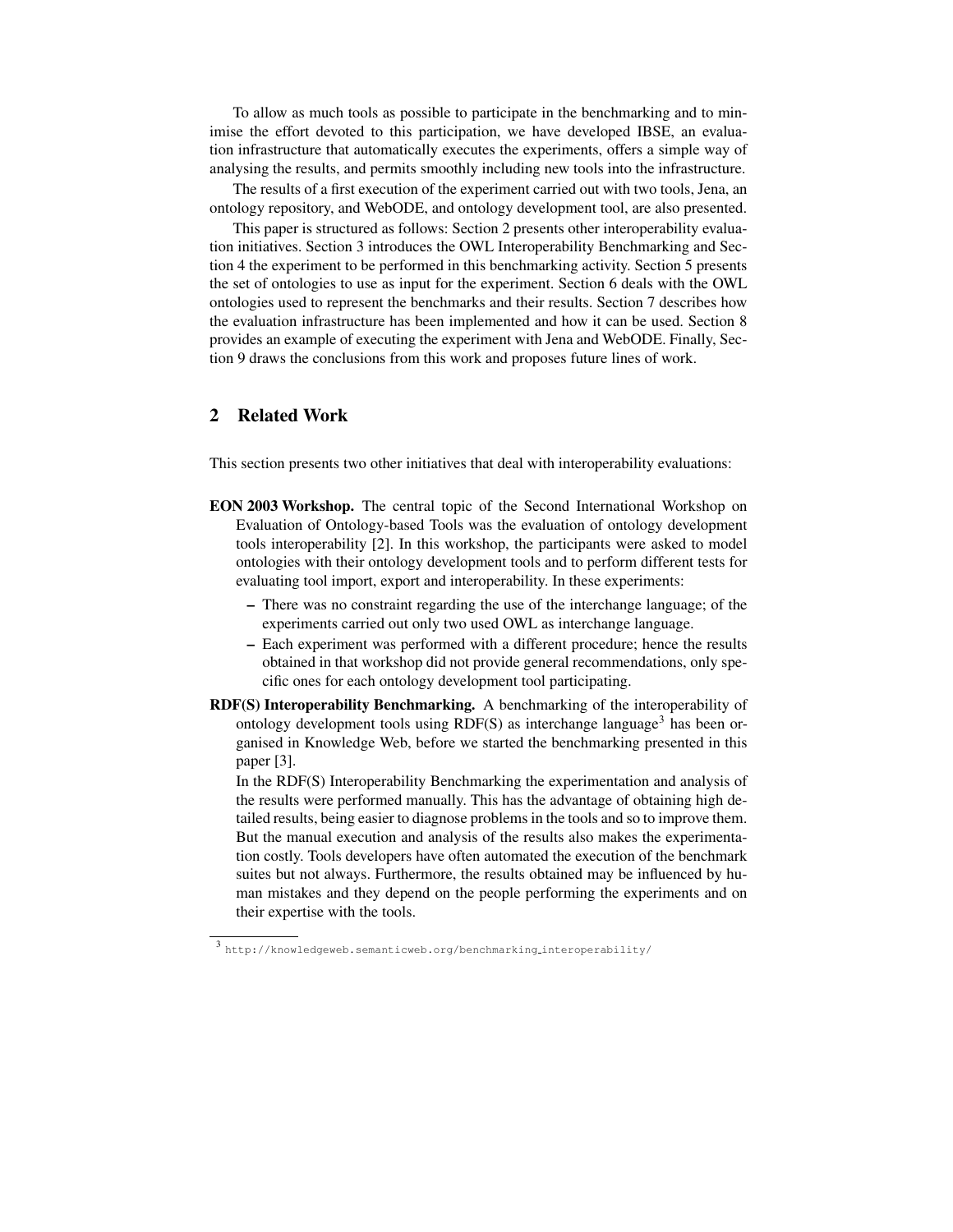To allow as much tools as possible to participate in the benchmarking and to minimise the effort devoted to this participation, we have developed IBSE, an evaluation infrastructure that automatically executes the experiments, offers a simple way of analysing the results, and permits smoothly including new tools into the infrastructure.

The results of a first execution of the experiment carried out with two tools, Jena, an ontology repository, and WebODE, and ontology development tool, are also presented.

This paper is structured as follows: Section 2 presents other interoperability evaluation initiatives. Section 3 introduces the OWL Interoperability Benchmarking and Section 4 the experiment to be performed in this benchmarking activity. Section 5 presents the set of ontologies to use as input for the experiment. Section 6 deals with the OWL ontologies used to represent the benchmarks and their results. Section 7 describes how the evaluation infrastructure has been implemented and how it can be used. Section 8 provides an example of executing the experiment with Jena and WebODE. Finally, Section 9 draws the conclusions from this work and proposes future lines of work.

## 2 Related Work

This section presents two other initiatives that deal with interoperability evaluations:

**EON 2003 Workshop.** The central topic of the Second International Workshop on Evaluation of Ontology-based Tools was the evaluation of ontology development tools interoperability [2]. In this workshop, the participants were asked to model ontologies with their ontology development tools and to perform different tests for evaluating tool import, export and interoperability. In these experiments:

- There was no constraint regarding the use of the interchange language; of the experiments carried out only two used OWL as interchange language.
- Each experiment was performed with a different procedure; hence the results obtained in that workshop did not provide general recommendations, only specific ones for each ontology development tool participating.

**RDF(S) Interoperability Benchmarking.** A benchmarking of the interoperability of ontology development tools using RDF(S) as interchange language[3] has been organised in Knowledge Web, before we started the benchmarking presented in this paper [3].

In the RDF(S) Interoperability Benchmarking the experimentation and analysis of the results were performed manually. This has the advantage of obtaining high detailed results, being easier to diagnose problems in the tools and so to improve them. But the manual execution and analysis of the results also makes the experimentation costly. Tools developers have often automated the execution of the benchmark suites but not always. Furthermore, the results obtained may be influenced by human mistakes and they depend on the people performing the experiments and on their expertise with the tools.

[3] http://knowledgeweb.semanticweb.org/benchmarking_interoperability/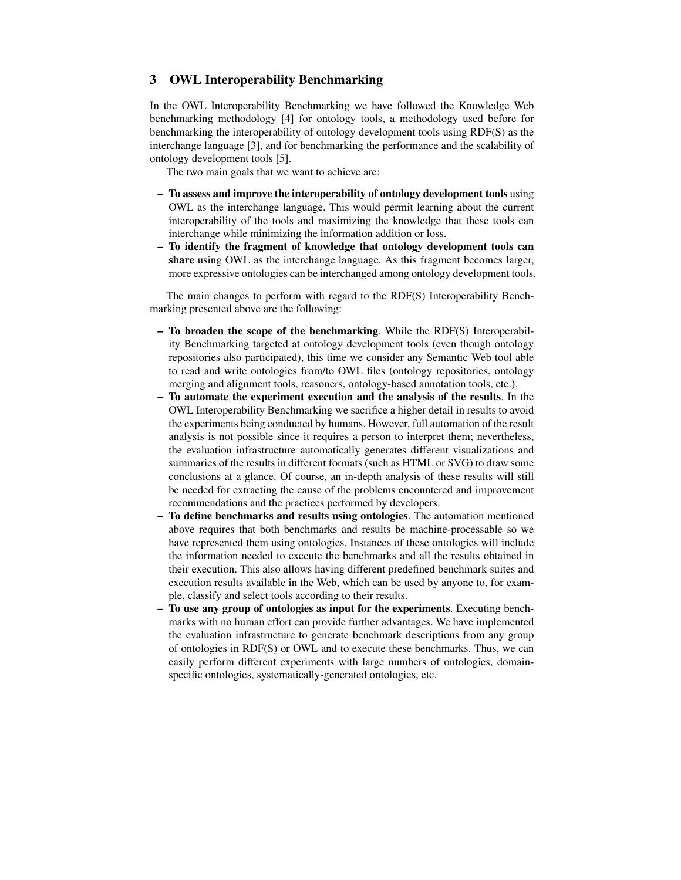## 3 OWL Interoperability Benchmarking

In the OWL Interoperability Benchmarking we have followed the Knowledge Web benchmarking methodology [4] for ontology tools, a methodology used before for benchmarking the interoperability of ontology development tools using RDF(S) as the interchange language [3], and for benchmarking the performance and the scalability of ontology development tools [5].

The two main goals that we want to achieve are:

- **To assess and improve the interoperability of ontology development tools** using OWL as the interchange language. This would permit learning about the current interoperability of the tools and maximizing the knowledge that these tools can interchange while minimizing the information addition or loss.
- **To identify the fragment of knowledge that ontology development tools can share** using OWL as the interchange language. As this fragment becomes larger, more expressive ontologies can be interchanged among ontology development tools.

The main changes to perform with regard to the RDF(S) Interoperability Benchmarking presented above are the following:

- **To broaden the scope of the benchmarking**. While the RDF(S) Interoperability Benchmarking targeted at ontology development tools (even though ontology repositories also participated), this time we consider any Semantic Web tool able to read and write ontologies from/to OWL files (ontology repositories, ontology merging and alignment tools, reasoners, ontology-based annotation tools, etc.).
- **To automate the experiment execution and the analysis of the results**. In the OWL Interoperability Benchmarking we sacrifice a higher detail in results to avoid the experiments being conducted by humans. However, full automation of the result analysis is not possible since it requires a person to interpret them; nevertheless, the evaluation infrastructure automatically generates different visualizations and summaries of the results in different formats (such as HTML or SVG) to draw some conclusions at a glance. Of course, an in-depth analysis of these results will still be needed for extracting the cause of the problems encountered and improvement recommendations and the practices performed by developers.
- **To define benchmarks and results using ontologies**. The automation mentioned above requires that both benchmarks and results be machine-processable so we have represented them using ontologies. Instances of these ontologies will include the information needed to execute the benchmarks and all the results obtained in their execution. This also allows having different predefined benchmark suites and execution results available in the Web, which can be used by anyone to, for example, classify and select tools according to their results.
- **To use any group of ontologies as input for the experiments**. Executing benchmarks with no human effort can provide further advantages. We have implemented the evaluation infrastructure to generate benchmark descriptions from any group of ontologies in RDF(S) or OWL and to execute these benchmarks. Thus, we can easily perform different experiments with large numbers of ontologies, domain-specific ontologies, systematically-generated ontologies, etc.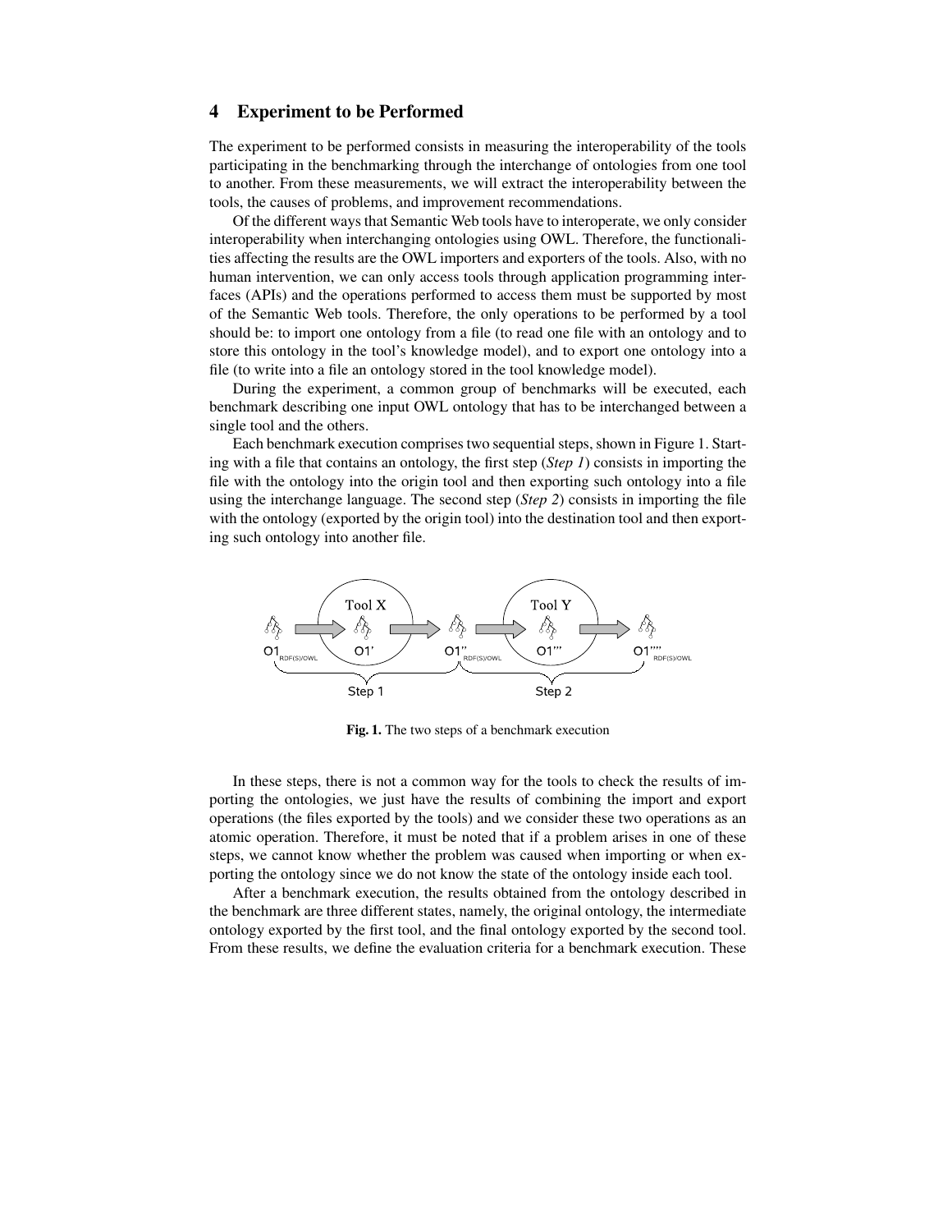## 4 Experiment to be Performed

The experiment to be performed consists in measuring the interoperability of the tools participating in the benchmarking through the interchange of ontologies from one tool to another. From these measurements, we will extract the interoperability between the tools, the causes of problems, and improvement recommendations.

Of the different ways that Semantic Web tools have to interoperate, we only consider interoperability when interchanging ontologies using OWL. Therefore, the functionalities affecting the results are the OWL importers and exporters of the tools. Also, with no human intervention, we can only access tools through application programming interfaces (APIs) and the operations performed to access them must be supported by most of the Semantic Web tools. Therefore, the only operations to be performed by a tool should be: to import one ontology from a file (to read one file with an ontology and to store this ontology in the tool's knowledge model), and to export one ontology into a file (to write into a file an ontology stored in the tool knowledge model).

During the experiment, a common group of benchmarks will be executed, each benchmark describing one input OWL ontology that has to be interchanged between a single tool and the others.

Each benchmark execution comprises two sequential steps, shown in Figure 1. Starting with a file that contains an ontology, the first step (*Step 1*) consists in importing the file with the ontology into the origin tool and then exporting such ontology into a file using the interchange language. The second step (*Step 2*) consists in importing the file with the ontology (exported by the origin tool) into the destination tool and then exporting such ontology into another file.

**Fig. 1.** The two steps of a benchmark execution

In these steps, there is not a common way for the tools to check the results of importing the ontologies, we just have the results of combining the import and export operations (the files exported by the tools) and we consider these two operations as an atomic operation. Therefore, it must be noted that if a problem arises in one of these steps, we cannot know whether the problem was caused when importing or when exporting the ontology since we do not know the state of the ontology inside each tool.

After a benchmark execution, the results obtained from the ontology described in the benchmark are three different states, namely, the original ontology, the intermediate ontology exported by the first tool, and the final ontology exported by the second tool. From these results, we define the evaluation criteria for a benchmark execution. These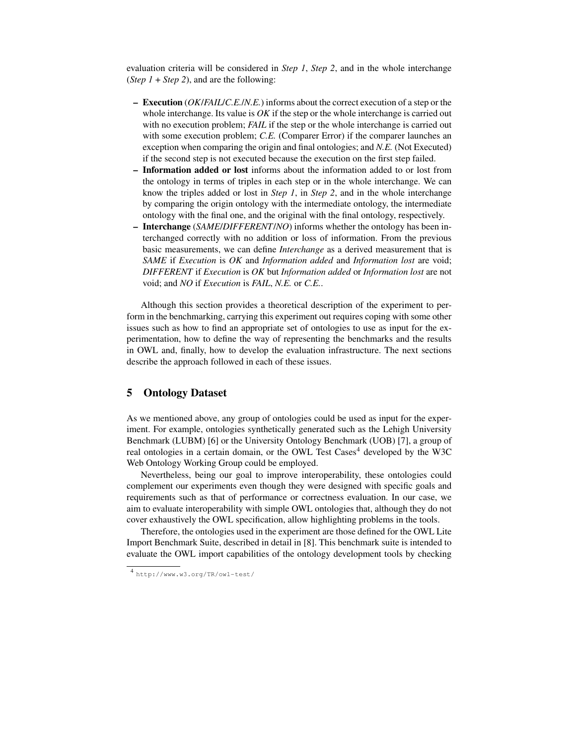evaluation criteria will be considered in *Step 1*, *Step 2*, and in the whole interchange (*Step 1 + Step 2*), and are the following:

- **Execution** (*OK/FAIL/C.E./N.E.*) informs about the correct execution of a step or the whole interchange. Its value is *OK* if the step or the whole interchange is carried out with no execution problem; *FAIL* if the step or the whole interchange is carried out with some execution problem; *C.E.* (Comparer Error) if the comparer launches an exception when comparing the origin and final ontologies; and *N.E.* (Not Executed) if the second step is not executed because the execution on the first step failed.
- **Information added or lost** informs about the information added to or lost from the ontology in terms of triples in each step or in the whole interchange. We can know the triples added or lost in *Step 1*, in *Step 2*, and in the whole interchange by comparing the origin ontology with the intermediate ontology, the intermediate ontology with the final one, and the original with the final ontology, respectively.
- **Interchange** (*SAME/DIFFERENT/NO*) informs whether the ontology has been interchanged correctly with no addition or loss of information. From the previous basic measurements, we can define *Interchange* as a derived measurement that is *SAME* if *Execution* is *OK* and *Information added* and *Information lost* are void; *DIFFERENT* if *Execution* is *OK* but *Information added* or *Information lost* are not void; and *NO* if *Execution* is *FAIL*, *N.E.* or *C.E.*.

Although this section provides a theoretical description of the experiment to perform in the benchmarking, carrying this experiment out requires coping with some other issues such as how to find an appropriate set of ontologies to use as input for the experimentation, how to define the way of representing the benchmarks and the results in OWL and, finally, how to develop the evaluation infrastructure. The next sections describe the approach followed in each of these issues.

## 5 Ontology Dataset

As we mentioned above, any group of ontologies could be used as input for the experiment. For example, ontologies synthetically generated such as the Lehigh University Benchmark (LUBM) [6] or the University Ontology Benchmark (UOB) [7], a group of real ontologies in a certain domain, or the OWL Test Cases[4] developed by the W3C Web Ontology Working Group could be employed.

Nevertheless, being our goal to improve interoperability, these ontologies could complement our experiments even though they were designed with specific goals and requirements such as that of performance or correctness evaluation. In our case, we aim to evaluate interoperability with simple OWL ontologies that, although they do not cover exhaustively the OWL specification, allow highlighting problems in the tools.

Therefore, the ontologies used in the experiment are those defined for the OWL Lite Import Benchmark Suite, described in detail in [8]. This benchmark suite is intended to evaluate the OWL import capabilities of the ontology development tools by checking

[4] http://www.w3.org/TR/owl-test/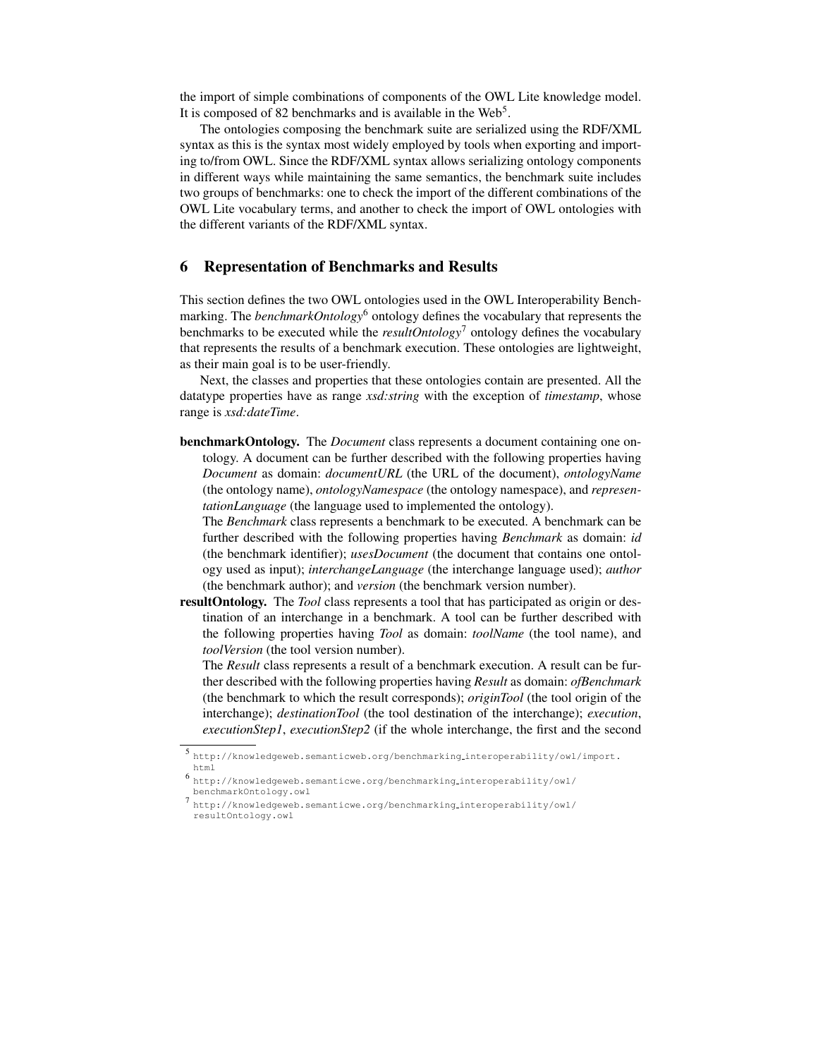the import of simple combinations of components of the OWL Lite knowledge model. It is composed of 82 benchmarks and is available in the Web[5].

The ontologies composing the benchmark suite are serialized using the RDF/XML syntax as this is the syntax most widely employed by tools when exporting and importing to/from OWL. Since the RDF/XML syntax allows serializing ontology components in different ways while maintaining the same semantics, the benchmark suite includes two groups of benchmarks: one to check the import of the different combinations of the OWL Lite vocabulary terms, and another to check the import of OWL ontologies with the different variants of the RDF/XML syntax.

## 6 Representation of Benchmarks and Results

This section defines the two OWL ontologies used in the OWL Interoperability Benchmarking. The *benchmarkOntology*[6] ontology defines the vocabulary that represents the benchmarks to be executed while the *resultOntology*[7] ontology defines the vocabulary that represents the results of a benchmark execution. These ontologies are lightweight, as their main goal is to be user-friendly.

Next, the classes and properties that these ontologies contain are presented. All the datatype properties have as range *xsd:string* with the exception of *timestamp*, whose range is *xsd:dateTime*.

**benchmarkOntology.** The *Document* class represents a document containing one ontology. A document can be further described with the following properties having *Document* as domain: *documentURL* (the URL of the document), *ontologyName* (the ontology name), *ontologyNamespace* (the ontology namespace), and *representationLanguage* (the language used to implemented the ontology).

The *Benchmark* class represents a benchmark to be executed. A benchmark can be further described with the following properties having *Benchmark* as domain: *id* (the benchmark identifier); *usesDocument* (the document that contains one ontology used as input); *interchangeLanguage* (the interchange language used); *author* (the benchmark author); and *version* (the benchmark version number).

**resultOntology.** The *Tool* class represents a tool that has participated as origin or destination of an interchange in a benchmark. A tool can be further described with the following properties having *Tool* as domain: *toolName* (the tool name), and *toolVersion* (the tool version number).

The *Result* class represents a result of a benchmark execution. A result can be further described with the following properties having *Result* as domain: *ofBenchmark* (the benchmark to which the result corresponds); *originTool* (the tool origin of the interchange); *destinationTool* (the tool destination of the interchange); *execution*, *executionStep1*, *executionStep2* (if the whole interchange, the first and the second

[5] http://knowledgeweb.semanticweb.org/benchmarking_interoperability/owl/import.html

[6] http://knowledgeweb.semanticwe.org/benchmarking_interoperability/owl/benchmarkOntology.owl

[7] http://knowledgeweb.semanticwe.org/benchmarking_interoperability/owl/resultOntology.owl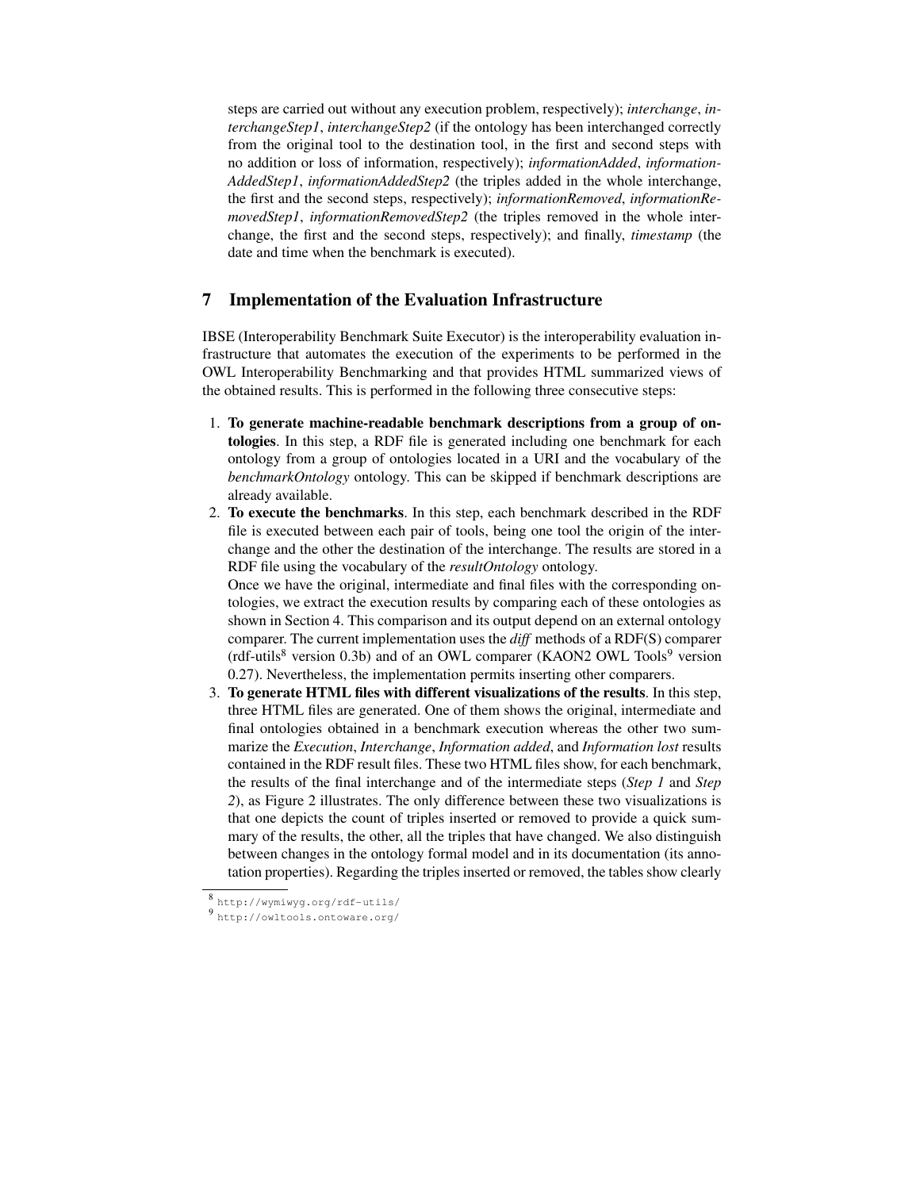steps are carried out without any execution problem, respectively); *interchange*, *interchangeStep1*, *interchangeStep2* (if the ontology has been interchanged correctly from the original tool to the destination tool, in the first and second steps with no addition or loss of information, respectively); *informationAdded*, *informationAddedStep1*, *informationAddedStep2* (the triples added in the whole interchange, the first and the second steps, respectively); *informationRemoved*, *informationRemovedStep1*, *informationRemovedStep2* (the triples removed in the whole interchange, the first and the second steps, respectively); and finally, *timestamp* (the date and time when the benchmark is executed).

## 7 Implementation of the Evaluation Infrastructure

IBSE (Interoperability Benchmark Suite Executor) is the interoperability evaluation infrastructure that automates the execution of the experiments to be performed in the OWL Interoperability Benchmarking and that provides HTML summarized views of the obtained results. This is performed in the following three consecutive steps:

1. **To generate machine-readable benchmark descriptions from a group of ontologies**. In this step, a RDF file is generated including one benchmark for each ontology from a group of ontologies located in a URI and the vocabulary of the *benchmarkOntology* ontology. This can be skipped if benchmark descriptions are already available.
2. **To execute the benchmarks**. In this step, each benchmark described in the RDF file is executed between each pair of tools, being one tool the origin of the interchange and the other the destination of the interchange. The results are stored in a RDF file using the vocabulary of the *resultOntology* ontology.
   Once we have the original, intermediate and final files with the corresponding ontologies, we extract the execution results by comparing each of these ontologies as shown in Section 4. This comparison and its output depend on an external ontology comparer. The current implementation uses the *diff* methods of a RDF(S) comparer (rdf-utils[8] version 0.3b) and of an OWL comparer (KAON2 OWL Tools[9] version 0.27). Nevertheless, the implementation permits inserting other comparers.
3. **To generate HTML files with different visualizations of the results**. In this step, three HTML files are generated. One of them shows the original, intermediate and final ontologies obtained in a benchmark execution whereas the other two summarize the *Execution*, *Interchange*, *Information added*, and *Information lost* results contained in the RDF result files. These two HTML files show, for each benchmark, the results of the final interchange and of the intermediate steps (*Step 1* and *Step 2*), as Figure 2 illustrates. The only difference between these two visualizations is that one depicts the count of triples inserted or removed to provide a quick summary of the results, the other, all the triples that have changed. We also distinguish between changes in the ontology formal model and in its documentation (its annotation properties). Regarding the triples inserted or removed, the tables show clearly

[8] http://wymiwyg.org/rdf-utils/

[9] http://owltools.ontoware.org/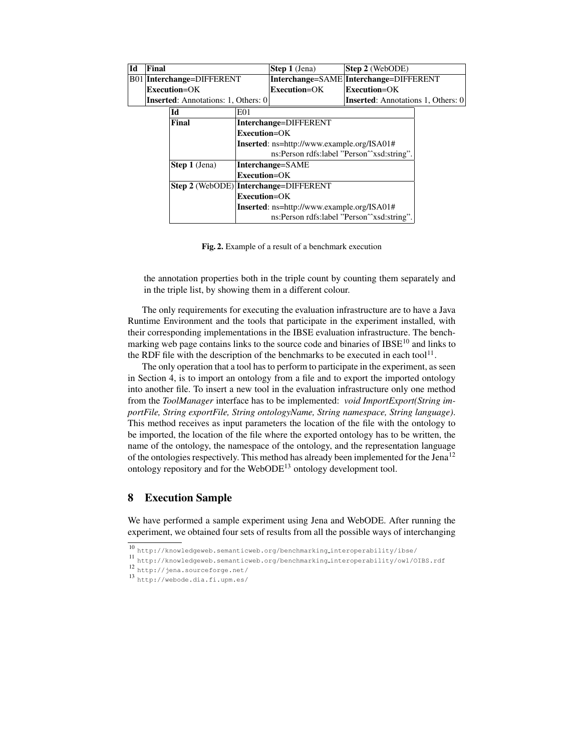| Id | Final | Step 1 (Jena) | Step 2 (WebODE) |
|---|---|---|---|
| B01 | **Interchange**=DIFFERENT<br>**Execution**=OK<br>**Inserted**: Annotations: 1, Others: 0 | **Interchange**=SAME<br>**Execution**=OK | **Interchange**=DIFFERENT<br>**Execution**=OK<br>**Inserted**: Annotations 1, Others: 0 |

| **Id** | E01 |
|---|---|
| **Final** | **Interchange**=DIFFERENT<br>**Execution**=OK<br>**Inserted**: ns=http://www.example.org/ISA01#<br>ns:Person rdfs:label "Person^^xsd:string". |
| **Step 1** (Jena) | **Interchange**=SAME<br>**Execution**=OK |
| **Step 2** (WebODE) | **Interchange**=DIFFERENT<br>**Execution**=OK<br>**Inserted**: ns=http://www.example.org/ISA01#<br>ns:Person rdfs:label "Person^^xsd:string". |

**Fig. 2.** Example of a result of a benchmark execution

the annotation properties both in the triple count by counting them separately and in the triple list, by showing them in a different colour.

The only requirements for executing the evaluation infrastructure are to have a Java Runtime Environment and the tools that participate in the experiment installed, with their corresponding implementations in the IBSE evaluation infrastructure. The benchmarking web page contains links to the source code and binaries of IBSE[10] and links to the RDF file with the description of the benchmarks to be executed in each tool[11].

The only operation that a tool has to perform to participate in the experiment, as seen in Section 4, is to import an ontology from a file and to export the imported ontology into another file. To insert a new tool in the evaluation infrastructure only one method from the *ToolManager* interface has to be implemented: *void ImportExport(String importFile, String exportFile, String ontologyName, String namespace, String language)*. This method receives as input parameters the location of the file with the ontology to be imported, the location of the file where the exported ontology has to be written, the name of the ontology, the namespace of the ontology, and the representation language of the ontologies respectively. This method has already been implemented for the Jena[12] ontology repository and for the WebODE[13] ontology development tool.

## 8 Execution Sample

We have performed a sample experiment using Jena and WebODE. After running the experiment, we obtained four sets of results from all the possible ways of interchanging

[10] http://knowledgeweb.semanticweb.org/benchmarking_interoperability/ibse/

[11] http://knowledgeweb.semanticweb.org/benchmarking_interoperability/owl/OIBS.rdf

[12] http://jena.sourceforge.net/

[13] http://webode.dia.fi.upm.es/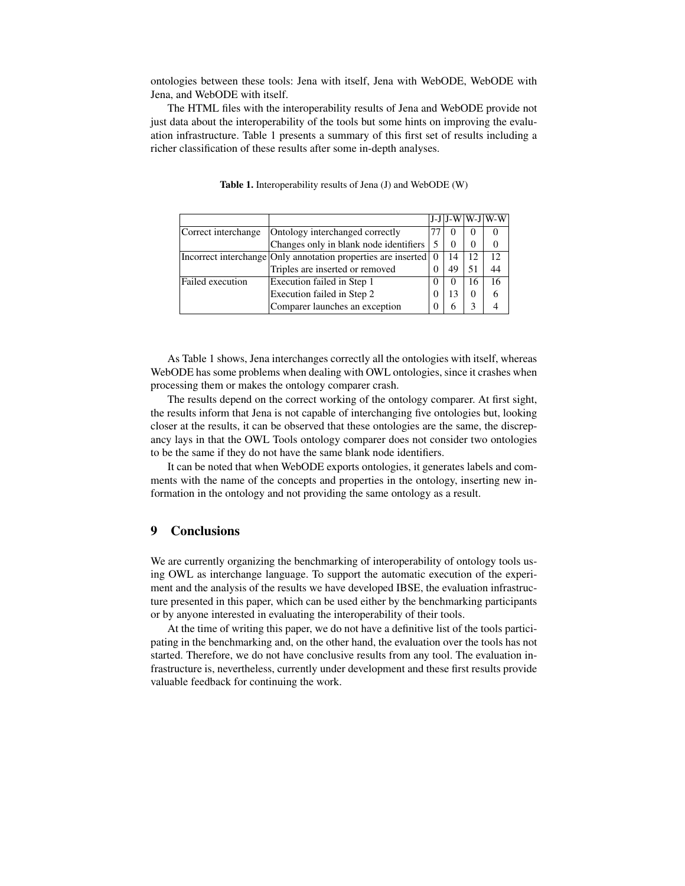ontologies between these tools: Jena with itself, Jena with WebODE, WebODE with Jena, and WebODE with itself.

The HTML files with the interoperability results of Jena and WebODE provide not just data about the interoperability of the tools but some hints on improving the evaluation infrastructure. Table 1 presents a summary of this first set of results including a richer classification of these results after some in-depth analyses.

**Table 1.** Interoperability results of Jena (J) and WebODE (W)

| | | J-J | J-W | W-J | W-W |
|---|---|---|---|---|---|
| Correct interchange | Ontology interchanged correctly | 77 | 0 | 0 | 0 |
| | Changes only in blank node identifiers | 5 | 0 | 0 | 0 |
| Incorrect interchange | Only annotation properties are inserted | 0 | 14 | 12 | 12 |
| | Triples are inserted or removed | 0 | 49 | 51 | 44 |
| Failed execution | Execution failed in Step 1 | 0 | 0 | 16 | 16 |
| | Execution failed in Step 2 | 0 | 13 | 0 | 6 |
| | Comparer launches an exception | 0 | 6 | 3 | 4 |

As Table 1 shows, Jena interchanges correctly all the ontologies with itself, whereas WebODE has some problems when dealing with OWL ontologies, since it crashes when processing them or makes the ontology comparer crash.

The results depend on the correct working of the ontology comparer. At first sight, the results inform that Jena is not capable of interchanging five ontologies but, looking closer at the results, it can be observed that these ontologies are the same, the discrepancy lays in that the OWL Tools ontology comparer does not consider two ontologies to be the same if they do not have the same blank node identifiers.

It can be noted that when WebODE exports ontologies, it generates labels and comments with the name of the concepts and properties in the ontology, inserting new information in the ontology and not providing the same ontology as a result.

## 9 Conclusions

We are currently organizing the benchmarking of interoperability of ontology tools using OWL as interchange language. To support the automatic execution of the experiment and the analysis of the results we have developed IBSE, the evaluation infrastructure presented in this paper, which can be used either by the benchmarking participants or by anyone interested in evaluating the interoperability of their tools.

At the time of writing this paper, we do not have a definitive list of the tools participating in the benchmarking and, on the other hand, the evaluation over the tools has not started. Therefore, we do not have conclusive results from any tool. The evaluation infrastructure is, nevertheless, currently under development and these first results provide valuable feedback for continuing the work.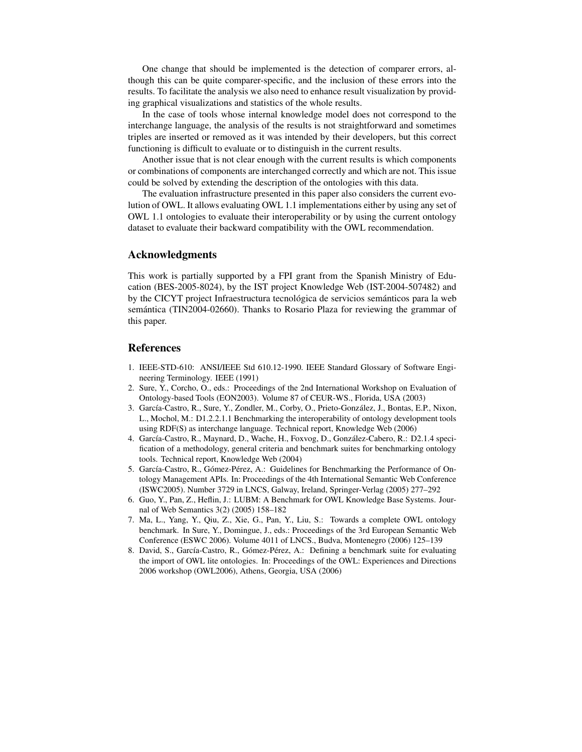One change that should be implemented is the detection of comparer errors, although this can be quite comparer-specific, and the inclusion of these errors into the results. To facilitate the analysis we also need to enhance result visualization by providing graphical visualizations and statistics of the whole results.

In the case of tools whose internal knowledge model does not correspond to the interchange language, the analysis of the results is not straightforward and sometimes triples are inserted or removed as it was intended by their developers, but this correct functioning is difficult to evaluate or to distinguish in the current results.

Another issue that is not clear enough with the current results is which components or combinations of components are interchanged correctly and which are not. This issue could be solved by extending the description of the ontologies with this data.

The evaluation infrastructure presented in this paper also considers the current evolution of OWL. It allows evaluating OWL 1.1 implementations either by using any set of OWL 1.1 ontologies to evaluate their interoperability or by using the current ontology dataset to evaluate their backward compatibility with the OWL recommendation.

## Acknowledgments

This work is partially supported by a FPI grant from the Spanish Ministry of Education (BES-2005-8024), by the IST project Knowledge Web (IST-2004-507482) and by the CICYT project Infraestructura tecnológica de servicios semánticos para la web semántica (TIN2004-02660). Thanks to Rosario Plaza for reviewing the grammar of this paper.

## References

1. IEEE-STD-610: ANSI/IEEE Std 610.12-1990. IEEE Standard Glossary of Software Engineering Terminology. IEEE (1991)
2. Sure, Y., Corcho, O., eds.: Proceedings of the 2nd International Workshop on Evaluation of Ontology-based Tools (EON2003). Volume 87 of CEUR-WS., Florida, USA (2003)
3. García-Castro, R., Sure, Y., Zondler, M., Corby, O., Prieto-González, J., Bontas, E.P., Nixon, L., Mochol, M.: D1.2.2.1.1 Benchmarking the interoperability of ontology development tools using RDF(S) as interchange language. Technical report, Knowledge Web (2006)
4. García-Castro, R., Maynard, D., Wache, H., Foxvog, D., González-Cabero, R.: D2.1.4 specification of a methodology, general criteria and benchmark suites for benchmarking ontology tools. Technical report, Knowledge Web (2004)
5. García-Castro, R., Gómez-Pérez, A.: Guidelines for Benchmarking the Performance of Ontology Management APIs. In: Proceedings of the 4th International Semantic Web Conference (ISWC2005). Number 3729 in LNCS, Galway, Ireland, Springer-Verlag (2005) 277–292
6. Guo, Y., Pan, Z., Heflin, J.: LUBM: A Benchmark for OWL Knowledge Base Systems. Journal of Web Semantics 3(2) (2005) 158–182
7. Ma, L., Yang, Y., Qiu, Z., Xie, G., Pan, Y., Liu, S.: Towards a complete OWL ontology benchmark. In Sure, Y., Domingue, J., eds.: Proceedings of the 3rd European Semantic Web Conference (ESWC 2006). Volume 4011 of LNCS., Budva, Montenegro (2006) 125–139
8. David, S., García-Castro, R., Gómez-Pérez, A.: Defining a benchmark suite for evaluating the import of OWL lite ontologies. In: Proceedings of the OWL: Experiences and Directions 2006 workshop (OWL2006), Athens, Georgia, USA (2006)